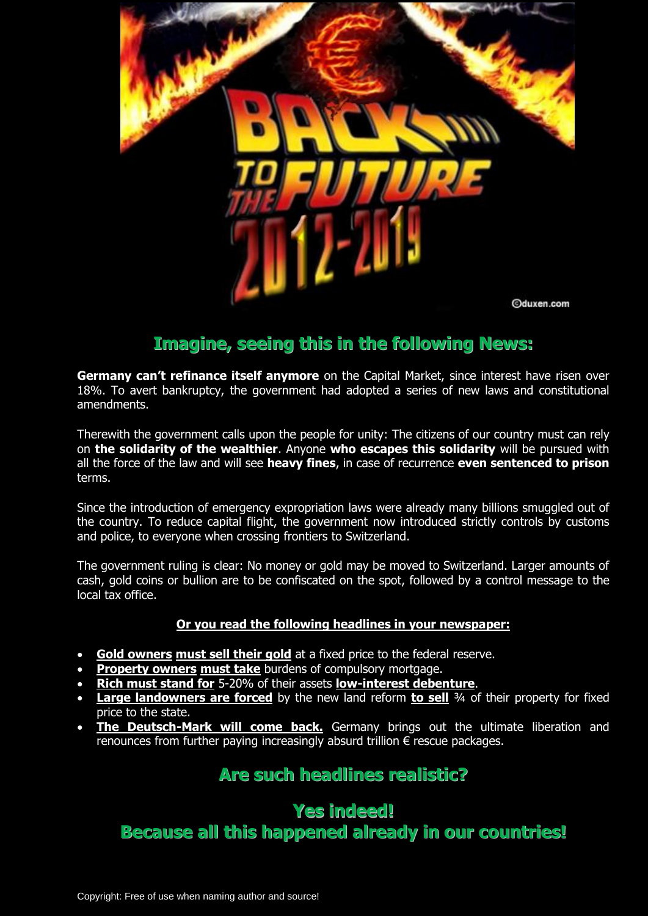## Imagine, seeing this in the following News:

**Germany can't refinance itself anymore** on the Capital Market, since interest have risen over 18%. To avert bankruptcy, the government had adopted a series of new laws and constitutional amendments.

Therewith the government calls upon the people for unity: The citizens of our country must can rely on **the solidarity of the wealthier**. Anyone **who escapes this solidarity** will be pursued with all the force of the law and will see **heavy fines**, in case of recurrence **even sentenced to prison** terms.

Since the introduction of emergency expropriation laws were already many billions smuggled out of the country. To reduce capital flight, the government now introduced strictly controls by customs and police, to everyone when crossing frontiers to Switzerland.

The government ruling is clear: No money or gold may be moved to Switzerland. Larger amounts of cash, gold coins or bullion are to be confiscated on the spot, followed by a control message to the local tax office.

**Or you read the following headlines in your newspaper:**

- **Gold owners must sell their gold** at a fixed price to the federal reserve.
- **Property owners must take** burdens of compulsory mortgage.
- **Rich must stand for** 5-20% of their assets **low-interest debenture**.
- **Large landowners are forced** by the new land reform **to sell** ¾ of their property for fixed price to the state.
- **The Deutsch-Mark will come back.** Germany brings out the ultimate liberation and renounces from further paying increasingly absurd trillion € rescue packages.

## Are such headlines realistic?

## Yes indeed!
## Because all this happened already in our countries!

Copyright: Free of use when naming author and source!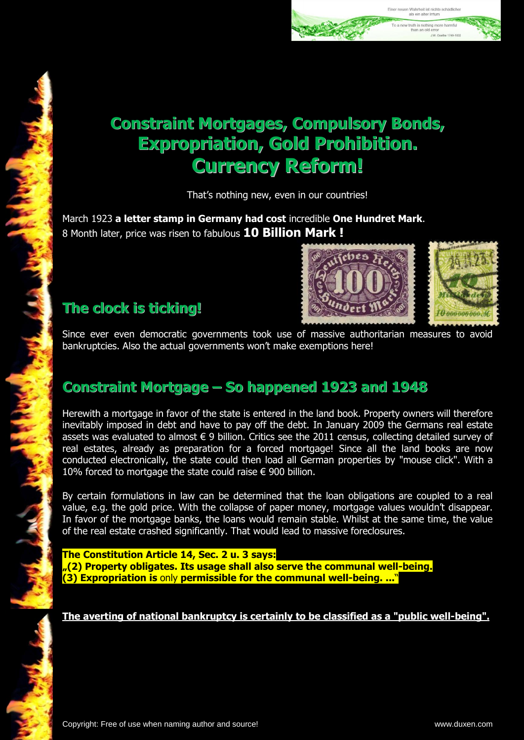# Constraint Mortgages, Compulsory Bonds, Expropriation, Gold Prohibition. Currency Reform!

That's nothing new, even in our countries!

March 1923 **a letter stamp in Germany had cost** incredible **One Hundret Mark**.
8 Month later, price was risen to fabulous **10 Billion Mark !**

## The clock is ticking!

Since ever even democratic governments took use of massive authoritarian measures to avoid bankruptcies. Also the actual governments won't make exemptions here!

## Constraint Mortgage – So happened 1923 and 1948

Herewith a mortgage in favor of the state is entered in the land book. Property owners will therefore inevitably imposed in debt and have to pay off the debt. In January 2009 the Germans real estate assets was evaluated to almost € 9 billion. Critics see the 2011 census, collecting detailed survey of real estates, already as preparation for a forced mortgage! Since all the land books are now conducted electronically, the state could then load all German properties by "mouse click". With a 10% forced to mortgage the state could raise € 900 billion.

By certain formulations in law can be determined that the loan obligations are coupled to a real value, e.g. the gold price. With the collapse of paper money, mortgage values wouldn't disappear. In favor of the mortgage banks, the loans would remain stable. Whilst at the same time, the value of the real estate crashed significantly. That would lead to massive foreclosures.

**The Constitution Article 14, Sec. 2 u. 3 says:**
**„(2) Property obligates. Its usage shall also serve the communal well-being.**
**(3) Expropriation is** only **permissible for the communal well-being. ...**"

**The averting of national bankruptcy is certainly to be classified as a "public well-being".**

Copyright: Free of use when naming author and source! www.duxen.com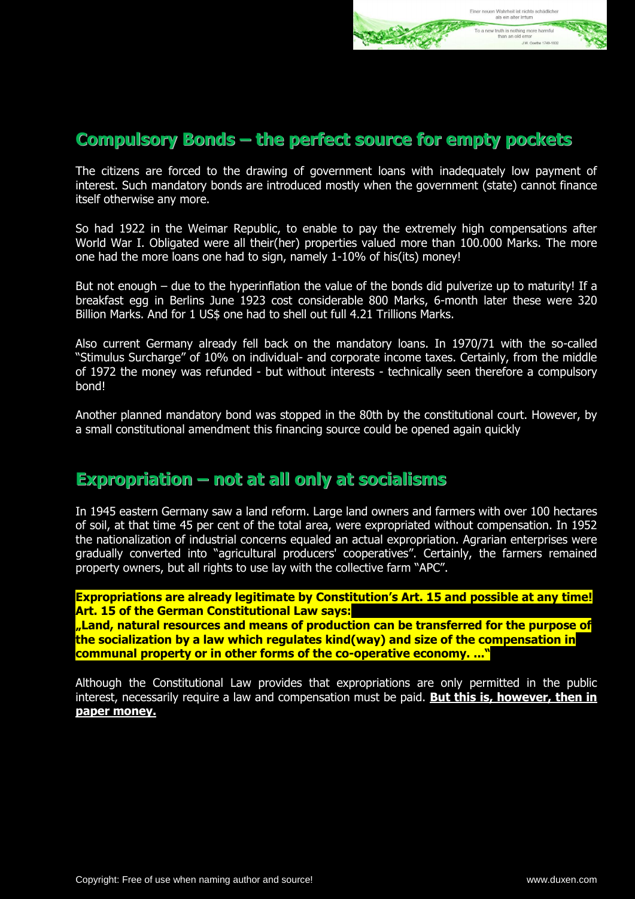## Compulsory Bonds – the perfect source for empty pockets

The citizens are forced to the drawing of government loans with inadequately low payment of interest. Such mandatory bonds are introduced mostly when the government (state) cannot finance itself otherwise any more.

So had 1922 in the Weimar Republic, to enable to pay the extremely high compensations after World War I. Obligated were all their(her) properties valued more than 100.000 Marks. The more one had the more loans one had to sign, namely 1-10% of his(its) money!

But not enough – due to the hyperinflation the value of the bonds did pulverize up to maturity! If a breakfast egg in Berlins June 1923 cost considerable 800 Marks, 6-month later these were 320 Billion Marks. And for 1 US$ one had to shell out full 4.21 Trillions Marks.

Also current Germany already fell back on the mandatory loans. In 1970/71 with the so-called "Stimulus Surcharge" of 10% on individual- and corporate income taxes. Certainly, from the middle of 1972 the money was refunded - but without interests - technically seen therefore a compulsory bond!

Another planned mandatory bond was stopped in the 80th by the constitutional court. However, by a small constitutional amendment this financing source could be opened again quickly

## Expropriation – not at all only at socialisms

In 1945 eastern Germany saw a land reform. Large land owners and farmers with over 100 hectares of soil, at that time 45 per cent of the total area, were expropriated without compensation. In 1952 the nationalization of industrial concerns equaled an actual expropriation. Agrarian enterprises were gradually converted into "agricultural producers' cooperatives". Certainly, the farmers remained property owners, but all rights to use lay with the collective farm "APC".

**Expropriations are already legitimate by Constitution's Art. 15 and possible at any time!**
**Art. 15 of the German Constitutional Law says:**
**„Land, natural resources and means of production can be transferred for the purpose of the socialization by a law which regulates kind(way) and size of the compensation in communal property or in other forms of the co-operative economy. ..."**

Although the Constitutional Law provides that expropriations are only permitted in the public interest, necessarily require a law and compensation must be paid. **<u>But this is, however, then in paper money.</u>**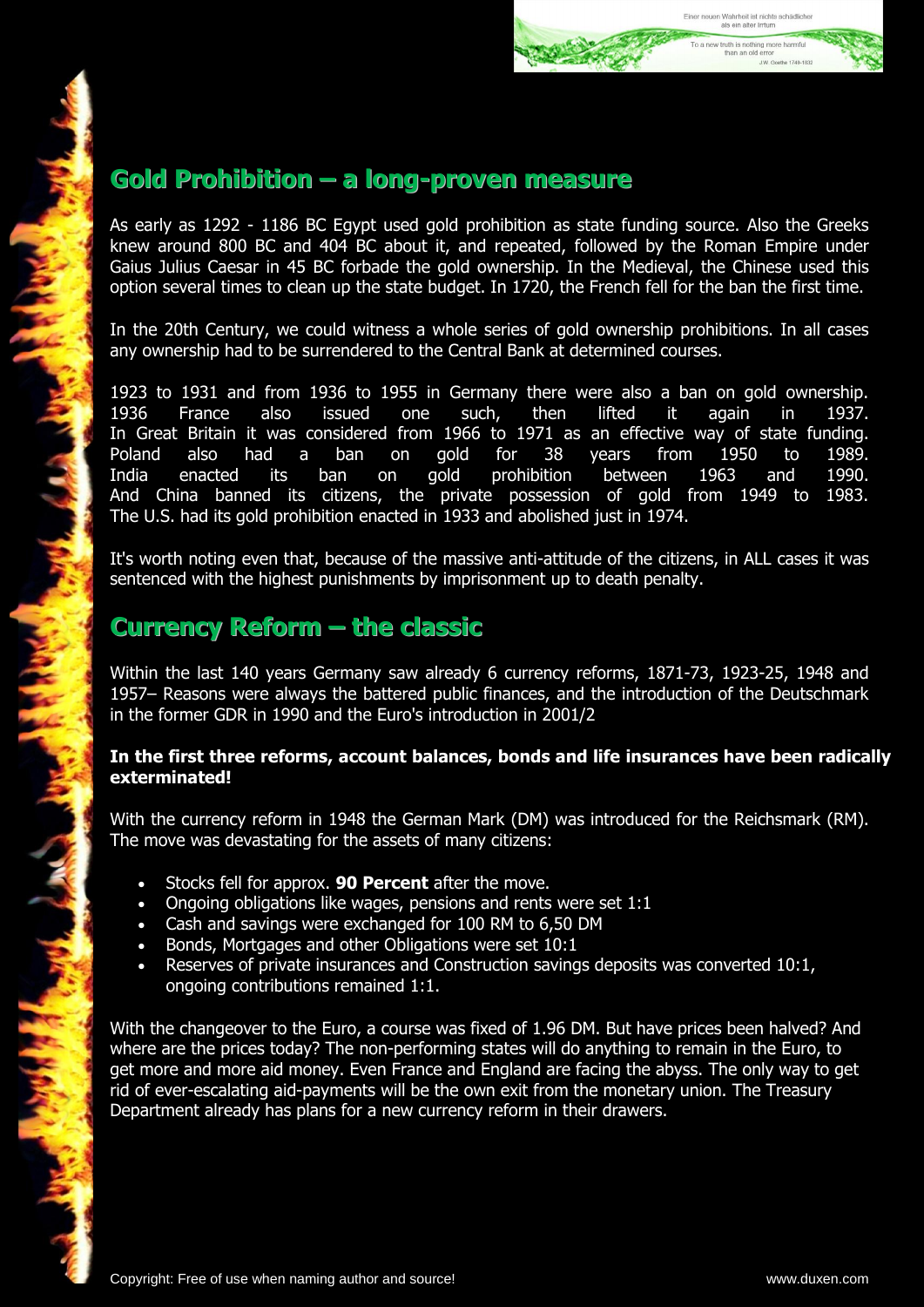## Gold Prohibition – a long-proven measure

As early as 1292 - 1186 BC Egypt used gold prohibition as state funding source. Also the Greeks knew around 800 BC and 404 BC about it, and repeated, followed by the Roman Empire under Gaius Julius Caesar in 45 BC forbade the gold ownership. In the Medieval, the Chinese used this option several times to clean up the state budget. In 1720, the French fell for the ban the first time.

In the 20th Century, we could witness a whole series of gold ownership prohibitions. In all cases any ownership had to be surrendered to the Central Bank at determined courses.

1923 to 1931 and from 1936 to 1955 in Germany there were also a ban on gold ownership. 1936 France also issued one such, then lifted it again in 1937. In Great Britain it was considered from 1966 to 1971 as an effective way of state funding. Poland also had a ban on gold for 38 years from 1950 to 1989. India enacted its ban on gold prohibition between 1963 and 1990. And China banned its citizens, the private possession of gold from 1949 to 1983. The U.S. had its gold prohibition enacted in 1933 and abolished just in 1974.

It's worth noting even that, because of the massive anti-attitude of the citizens, in ALL cases it was sentenced with the highest punishments by imprisonment up to death penalty.

## Currency Reform – the classic

Within the last 140 years Germany saw already 6 currency reforms, 1871-73, 1923-25, 1948 and 1957– Reasons were always the battered public finances, and the introduction of the Deutschmark in the former GDR in 1990 and the Euro's introduction in 2001/2

**In the first three reforms, account balances, bonds and life insurances have been radically exterminated!**

With the currency reform in 1948 the German Mark (DM) was introduced for the Reichsmark (RM). The move was devastating for the assets of many citizens:

- Stocks fell for approx. **90 Percent** after the move.
- Ongoing obligations like wages, pensions and rents were set 1:1
- Cash and savings were exchanged for 100 RM to 6,50 DM
- Bonds, Mortgages and other Obligations were set 10:1
- Reserves of private insurances and Construction savings deposits was converted 10:1, ongoing contributions remained 1:1.

With the changeover to the Euro, a course was fixed of 1.96 DM. But have prices been halved? And where are the prices today? The non-performing states will do anything to remain in the Euro, to get more and more aid money. Even France and England are facing the abyss. The only way to get rid of ever-escalating aid-payments will be the own exit from the monetary union. The Treasury Department already has plans for a new currency reform in their drawers.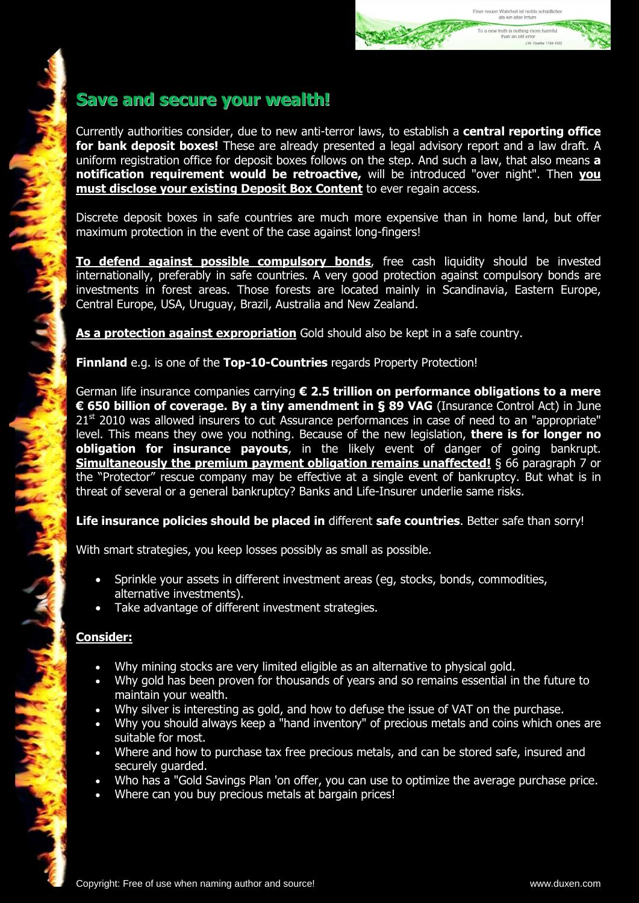## Save and secure your wealth!

Currently authorities consider, due to new anti-terror laws, to establish a **central reporting office for bank deposit boxes!** These are already presented a legal advisory report and a law draft. A uniform registration office for deposit boxes follows on the step. And such a law, that also means **a notification requirement would be retroactive,** will be introduced "over night". Then **you must disclose your existing Deposit Box Content** to ever regain access.

Discrete deposit boxes in safe countries are much more expensive than in home land, but offer maximum protection in the event of the case against long-fingers!

**To defend against possible compulsory bonds**, free cash liquidity should be invested internationally, preferably in safe countries. A very good protection against compulsory bonds are investments in forest areas. Those forests are located mainly in Scandinavia, Eastern Europe, Central Europe, USA, Uruguay, Brazil, Australia and New Zealand.

**As a protection against expropriation** Gold should also be kept in a safe country.

**Finnland** e.g. is one of the **Top-10-Countries** regards Property Protection!

German life insurance companies carrying **€ 2.5 trillion on performance obligations to a mere € 650 billion of coverage. By a tiny amendment in § 89 VAG** (Insurance Control Act) in June 21st 2010 was allowed insurers to cut Assurance performances in case of need to an "appropriate" level. This means they owe you nothing. Because of the new legislation, **there is for longer no obligation for insurance payouts**, in the likely event of danger of going bankrupt. **Simultaneously the premium payment obligation remains unaffected!** § 66 paragraph 7 or the "Protector" rescue company may be effective at a single event of bankruptcy. But what is in threat of several or a general bankruptcy? Banks and Life-Insurer underlie same risks.

**Life insurance policies should be placed in** different **safe countries**. Better safe than sorry!

With smart strategies, you keep losses possibly as small as possible.

- Sprinkle your assets in different investment areas (eg, stocks, bonds, commodities, alternative investments).
- Take advantage of different investment strategies.

**Consider:**

- Why mining stocks are very limited eligible as an alternative to physical gold.
- Why gold has been proven for thousands of years and so remains essential in the future to maintain your wealth.
- Why silver is interesting as gold, and how to defuse the issue of VAT on the purchase.
- Why you should always keep a "hand inventory" of precious metals and coins which ones are suitable for most.
- Where and how to purchase tax free precious metals, and can be stored safe, insured and securely guarded.
- Who has a "Gold Savings Plan 'on offer, you can use to optimize the average purchase price.
- Where can you buy precious metals at bargain prices!

Copyright: Free of use when naming author and source! www.duxen.com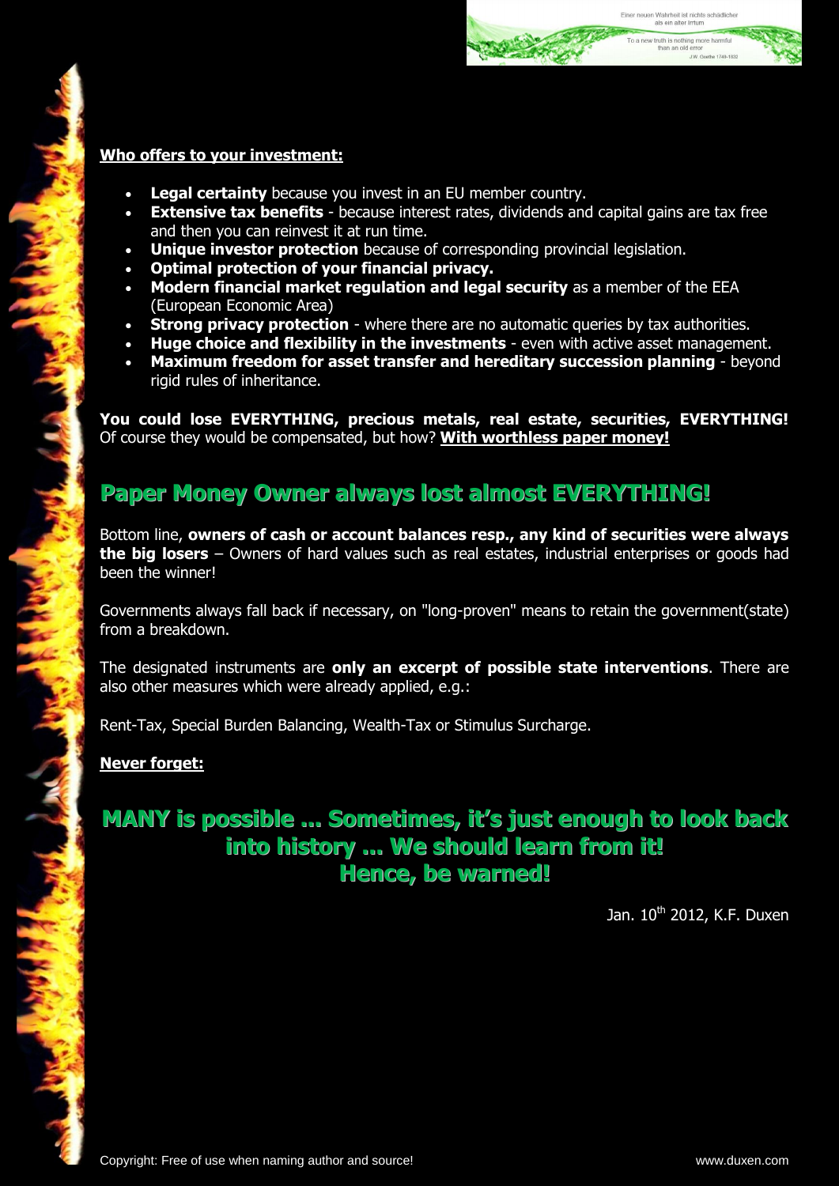**Who offers to your investment:**

- **Legal certainty** because you invest in an EU member country.
- **Extensive tax benefits** - because interest rates, dividends and capital gains are tax free and then you can reinvest it at run time.
- **Unique investor protection** because of corresponding provincial legislation.
- **Optimal protection of your financial privacy.**
- **Modern financial market regulation and legal security** as a member of the EEA (European Economic Area)
- **Strong privacy protection** - where there are no automatic queries by tax authorities.
- **Huge choice and flexibility in the investments** - even with active asset management.
- **Maximum freedom for asset transfer and hereditary succession planning** - beyond rigid rules of inheritance.

**You could lose EVERYTHING, precious metals, real estate, securities, EVERYTHING!** Of course they would be compensated, but how? **With worthless paper money!**

## Paper Money Owner always lost almost EVERYTHING!

Bottom line, **owners of cash or account balances resp., any kind of securities were always the big losers** – Owners of hard values such as real estates, industrial enterprises or goods had been the winner!

Governments always fall back if necessary, on "long-proven" means to retain the government(state) from a breakdown.

The designated instruments are **only an excerpt of possible state interventions**. There are also other measures which were already applied, e.g.:

Rent-Tax, Special Burden Balancing, Wealth-Tax or Stimulus Surcharge.

**Never forget:**

## MANY is possible ... Sometimes, it's just enough to look back into history ... We should learn from it! Hence, be warned!

Jan. 10th 2012, K.F. Duxen

Copyright: Free of use when naming author and source!

www.duxen.com